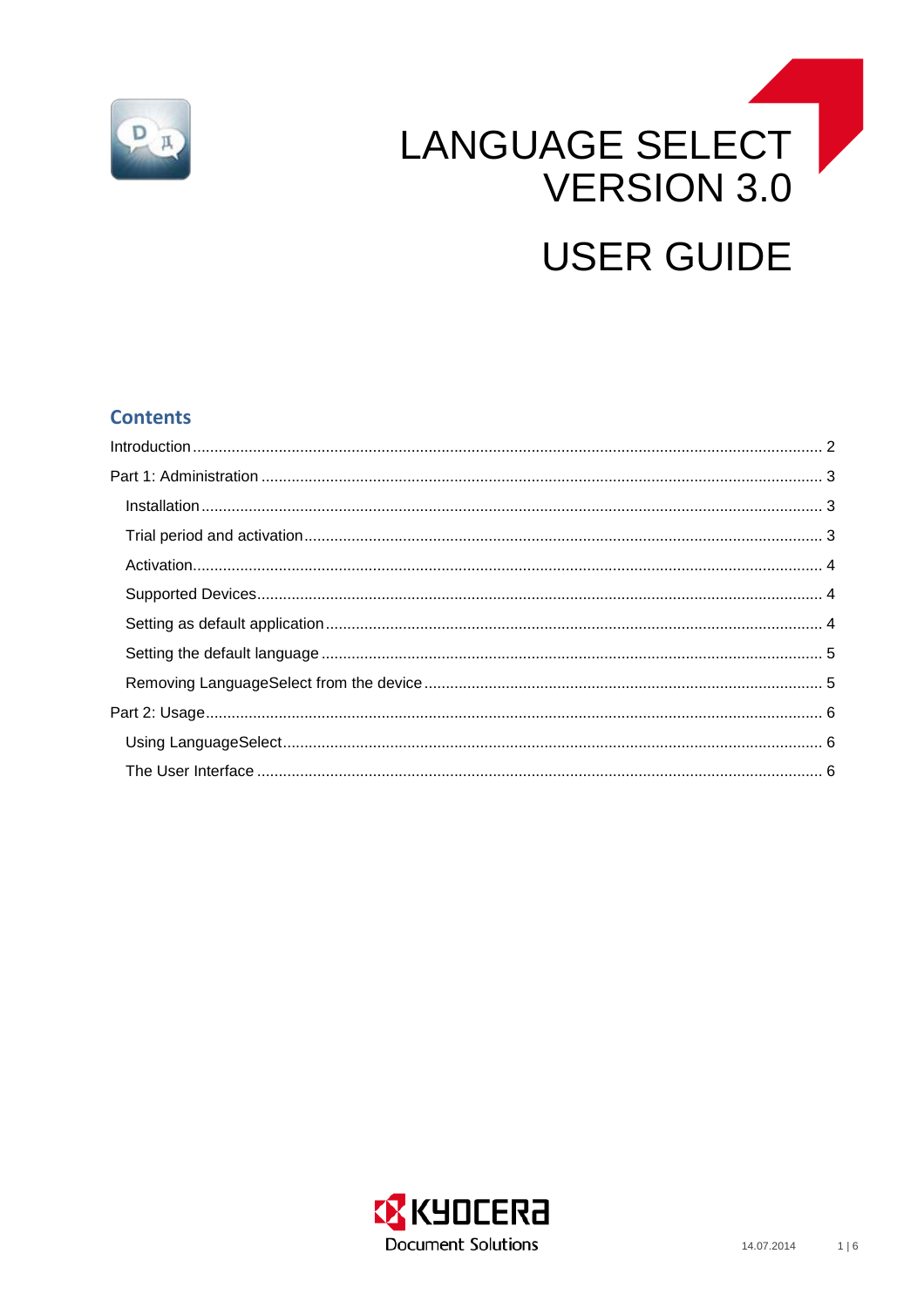# LANGUAGE SELECT VERSION 3.0

# USER GUIDE

## Contents

Introduction .......... 2

Part 1: Administration .......... 3

- Installation .......... 3
- Trial period and activation .......... 3
- Activation .......... 4
- Supported Devices .......... 4
- Setting as default application .......... 4
- Setting the default language .......... 5
- Removing LanguageSelect from the device .......... 5

Part 2: Usage .......... 6

- Using LanguageSelect .......... 6
- The User Interface .......... 6

KYOCERA Document Solutions

14.07.2014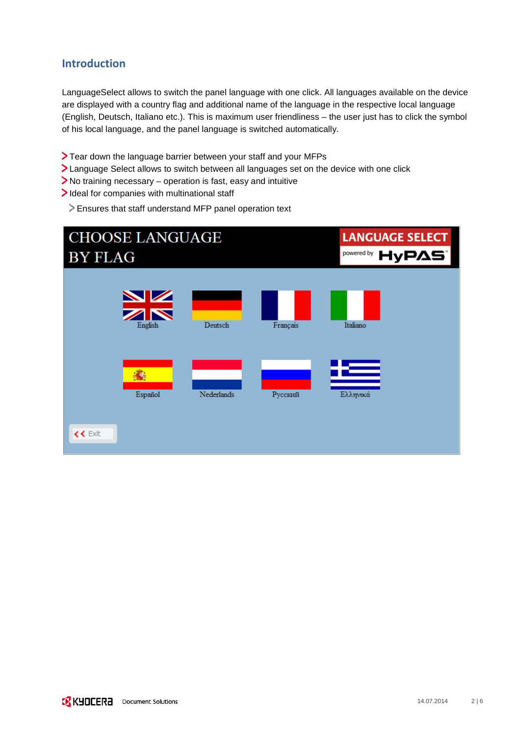## Introduction

LanguageSelect allows to switch the panel language with one click. All languages available on the device are displayed with a country flag and additional name of the language in the respective local language (English, Deutsch, Italiano etc.). This is maximum user friendliness – the user just has to click the symbol of his local language, and the panel language is switched automatically.

- Tear down the language barrier between your staff and your MFPs
- Language Select allows to switch between all languages set on the device with one click
- No training necessary – operation is fast, easy and intuitive
- Ideal for companies with multinational staff
- Ensures that staff understand MFP panel operation text

CHOOSE LANGUAGE BY FLAG

LANGUAGE SELECT powered by HyPAS

English | Deutsch | Français | Italiano

Español | Nederlands | Русский | Ελληνικά

Exit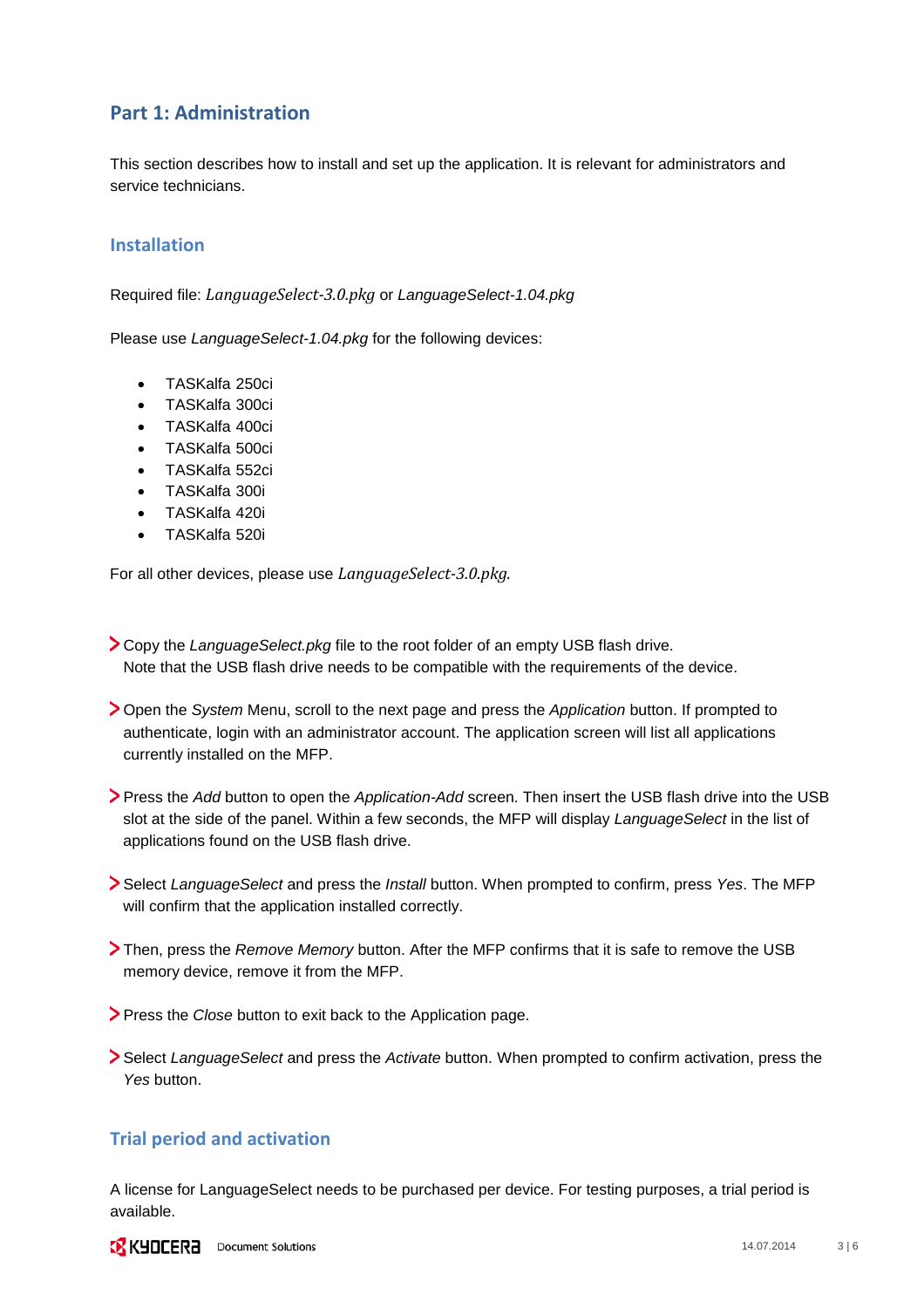## Part 1: Administration

This section describes how to install and set up the application. It is relevant for administrators and service technicians.

### Installation

Required file: *LanguageSelect-3.0.pkg* or *LanguageSelect-1.04.pkg*

Please use *LanguageSelect-1.04.pkg* for the following devices:

- TASKalfa 250ci
- TASKalfa 300ci
- TASKalfa 400ci
- TASKalfa 500ci
- TASKalfa 552ci
- TASKalfa 300i
- TASKalfa 420i
- TASKalfa 520i

For all other devices, please use *LanguageSelect-3.0.pkg.*

> Copy the *LanguageSelect.pkg* file to the root folder of an empty USB flash drive.
  Note that the USB flash drive needs to be compatible with the requirements of the device.

> Open the *System* Menu, scroll to the next page and press the *Application* button. If prompted to authenticate, login with an administrator account. The application screen will list all applications currently installed on the MFP.

> Press the *Add* button to open the *Application-Add* screen. Then insert the USB flash drive into the USB slot at the side of the panel. Within a few seconds, the MFP will display *LanguageSelect* in the list of applications found on the USB flash drive.

> Select *LanguageSelect* and press the *Install* button. When prompted to confirm, press *Yes*. The MFP will confirm that the application installed correctly.

> Then, press the *Remove Memory* button. After the MFP confirms that it is safe to remove the USB memory device, remove it from the MFP.

> Press the *Close* button to exit back to the Application page.

> Select *LanguageSelect* and press the *Activate* button. When prompted to confirm activation, press the *Yes* button.

### Trial period and activation

A license for LanguageSelect needs to be purchased per device. For testing purposes, a trial period is available.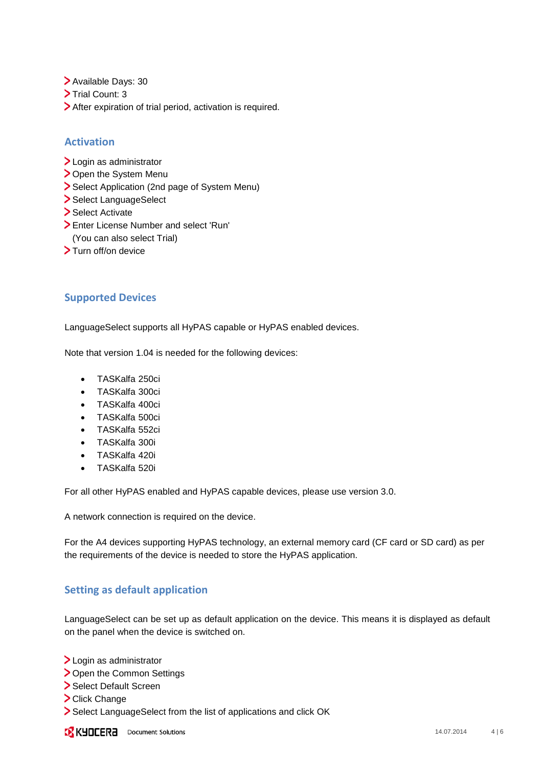- Available Days: 30
- Trial Count: 3
- After expiration of trial period, activation is required.

## Activation

- Login as administrator
- Open the System Menu
- Select Application (2nd page of System Menu)
- Select LanguageSelect
- Select Activate
- Enter License Number and select 'Run'
  (You can also select Trial)
- Turn off/on device

## Supported Devices

LanguageSelect supports all HyPAS capable or HyPAS enabled devices.

Note that version 1.04 is needed for the following devices:

- TASKalfa 250ci
- TASKalfa 300ci
- TASKalfa 400ci
- TASKalfa 500ci
- TASKalfa 552ci
- TASKalfa 300i
- TASKalfa 420i
- TASKalfa 520i

For all other HyPAS enabled and HyPAS capable devices, please use version 3.0.

A network connection is required on the device.

For the A4 devices supporting HyPAS technology, an external memory card (CF card or SD card) as per the requirements of the device is needed to store the HyPAS application.

## Setting as default application

LanguageSelect can be set up as default application on the device. This means it is displayed as default on the panel when the device is switched on.

- Login as administrator
- Open the Common Settings
- Select Default Screen
- Click Change
- Select LanguageSelect from the list of applications and click OK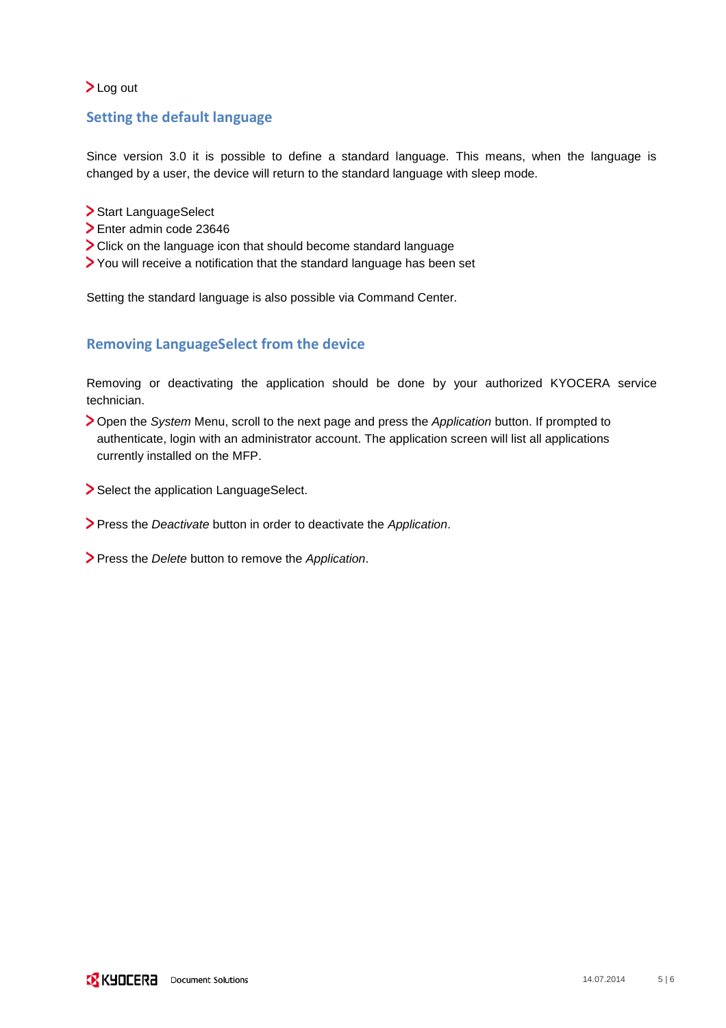- Log out

## Setting the default language

Since version 3.0 it is possible to define a standard language. This means, when the language is changed by a user, the device will return to the standard language with sleep mode.

- Start LanguageSelect
- Enter admin code 23646
- Click on the language icon that should become standard language
- You will receive a notification that the standard language has been set

Setting the standard language is also possible via Command Center.

## Removing LanguageSelect from the device

Removing or deactivating the application should be done by your authorized KYOCERA service technician.

- Open the *System* Menu, scroll to the next page and press the *Application* button. If prompted to authenticate, login with an administrator account. The application screen will list all applications currently installed on the MFP.

- Select the application LanguageSelect.

- Press the *Deactivate* button in order to deactivate the *Application*.

- Press the *Delete* button to remove the *Application*.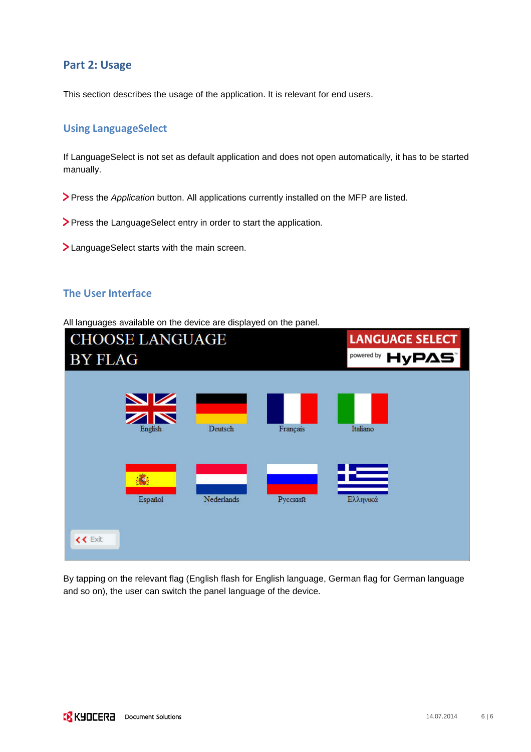## Part 2: Usage

This section describes the usage of the application. It is relevant for end users.

### Using LanguageSelect

If LanguageSelect is not set as default application and does not open automatically, it has to be started manually.

- Press the *Application* button. All applications currently installed on the MFP are listed.
- Press the LanguageSelect entry in order to start the application.
- LanguageSelect starts with the main screen.

### The User Interface

All languages available on the device are displayed on the panel.

CHOOSE LANGUAGE BY FLAG

LANGUAGE SELECT

powered by HyPAS

English

Deutsch

Français

Italiano

Español

Nederlands

Русский

Ελληνικά

Exit

By tapping on the relevant flag (English flash for English language, German flag for German language and so on), the user can switch the panel language of the device.